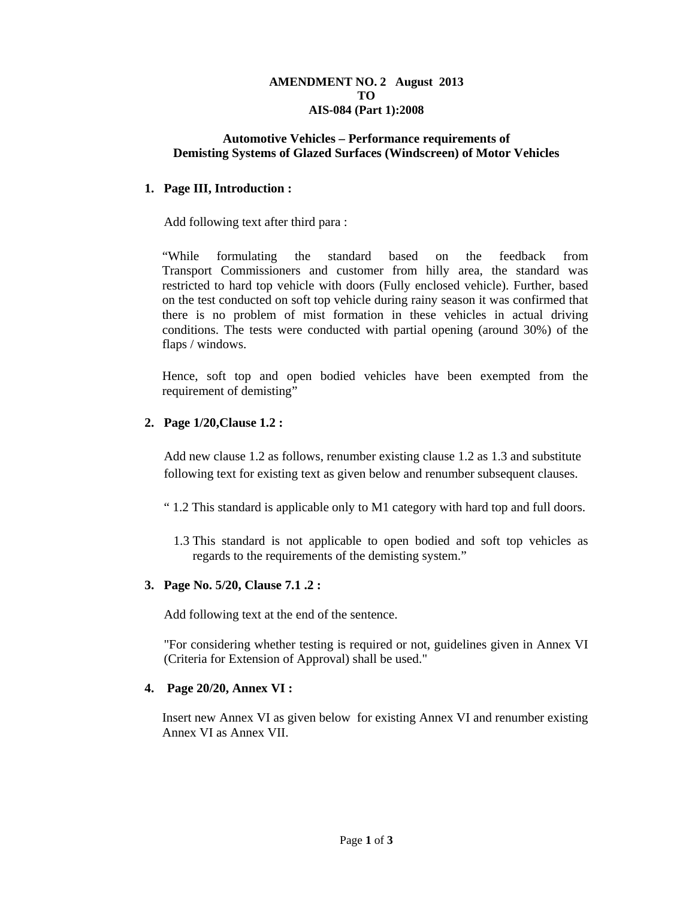**AMENDMENT NO. 2 August 2013**
**TO**
**AIS-084 (Part 1):2008**

**Automotive Vehicles – Performance requirements of Demisting Systems of Glazed Surfaces (Windscreen) of Motor Vehicles**

**1. Page III, Introduction :**

Add following text after third para :

"While formulating the standard based on the feedback from Transport Commissioners and customer from hilly area, the standard was restricted to hard top vehicle with doors (Fully enclosed vehicle). Further, based on the test conducted on soft top vehicle during rainy season it was confirmed that there is no problem of mist formation in these vehicles in actual driving conditions. The tests were conducted with partial opening (around 30%) of the flaps / windows.

Hence, soft top and open bodied vehicles have been exempted from the requirement of demisting"

**2. Page 1/20,Clause 1.2 :**

Add new clause 1.2 as follows, renumber existing clause 1.2 as 1.3 and substitute following text for existing text as given below and renumber subsequent clauses.

" 1.2 This standard is applicable only to M1 category with hard top and full doors.

1.3 This standard is not applicable to open bodied and soft top vehicles as regards to the requirements of the demisting system."

**3. Page No. 5/20, Clause 7.1 .2 :**

Add following text at the end of the sentence.

"For considering whether testing is required or not, guidelines given in Annex VI (Criteria for Extension of Approval) shall be used."

**4. Page 20/20, Annex VI :**

Insert new Annex VI as given below for existing Annex VI and renumber existing Annex VI as Annex VII.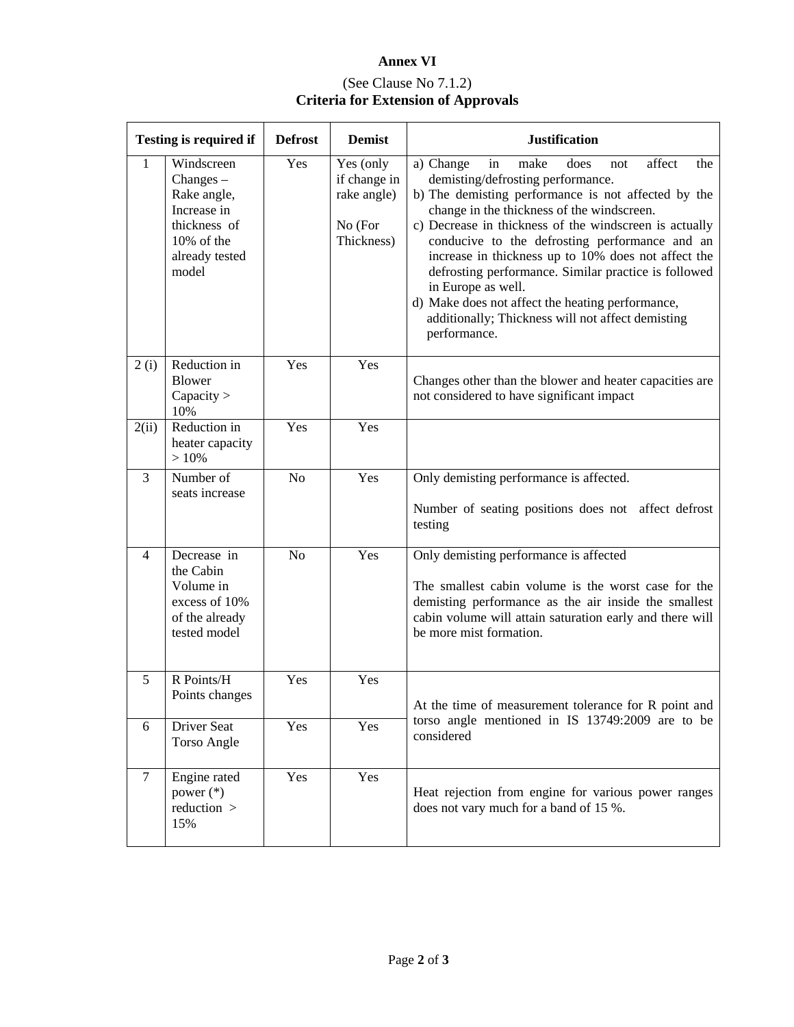# Annex VI

(See Clause No 7.1.2)

**Criteria for Extension of Approvals**

| Testing is required if | | Defrost | Demist | Justification |
|---|---|---|---|---|
| 1 | Windscreen Changes – Rake angle, Increase in thickness of 10% of the already tested model | Yes | Yes (only if change in rake angle)<br><br>No (For Thickness) | a) Change in make does not affect the demisting/defrosting performance.<br>b) The demisting performance is not affected by the change in the thickness of the windscreen.<br>c) Decrease in thickness of the windscreen is actually conducive to the defrosting performance and an increase in thickness up to 10% does not affect the defrosting performance. Similar practice is followed in Europe as well.<br>d) Make does not affect the heating performance, additionally; Thickness will not affect demisting performance. |
| 2 (i) | Reduction in Blower Capacity > 10% | Yes | Yes | Changes other than the blower and heater capacities are not considered to have significant impact |
| 2(ii) | Reduction in heater capacity > 10% | Yes | Yes | |
| 3 | Number of seats increase | No | Yes | Only demisting performance is affected.<br><br>Number of seating positions does not affect defrost testing |
| 4 | Decrease in the Cabin Volume in excess of 10% of the already tested model | No | Yes | Only demisting performance is affected<br><br>The smallest cabin volume is the worst case for the demisting performance as the air inside the smallest cabin volume will attain saturation early and there will be more mist formation. |
| 5 | R Points/H Points changes | Yes | Yes | At the time of measurement tolerance for R point and torso angle mentioned in IS 13749:2009 are to be considered |
| 6 | Driver Seat Torso Angle | Yes | Yes | |
| 7 | Engine rated power (*) reduction > 15% | Yes | Yes | Heat rejection from engine for various power ranges does not vary much for a band of 15 %. |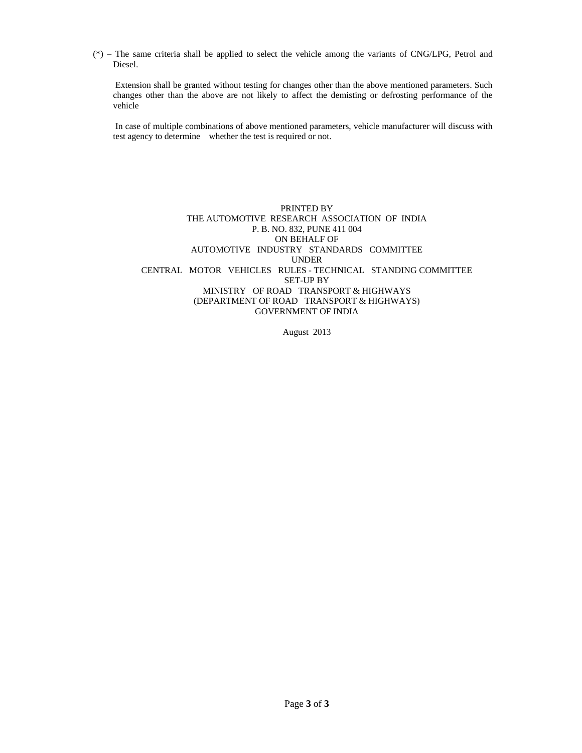(*) – The same criteria shall be applied to select the vehicle among the variants of CNG/LPG, Petrol and Diesel.

Extension shall be granted without testing for changes other than the above mentioned parameters. Such changes other than the above are not likely to affect the demisting or defrosting performance of the vehicle

In case of multiple combinations of above mentioned parameters, vehicle manufacturer will discuss with test agency to determine whether the test is required or not.

PRINTED BY
THE AUTOMOTIVE RESEARCH ASSOCIATION OF INDIA
P. B. NO. 832, PUNE 411 004
ON BEHALF OF
AUTOMOTIVE INDUSTRY STANDARDS COMMITTEE
UNDER
CENTRAL MOTOR VEHICLES RULES - TECHNICAL STANDING COMMITTEE
SET-UP BY
MINISTRY OF ROAD TRANSPORT & HIGHWAYS
(DEPARTMENT OF ROAD TRANSPORT & HIGHWAYS)
GOVERNMENT OF INDIA

August 2013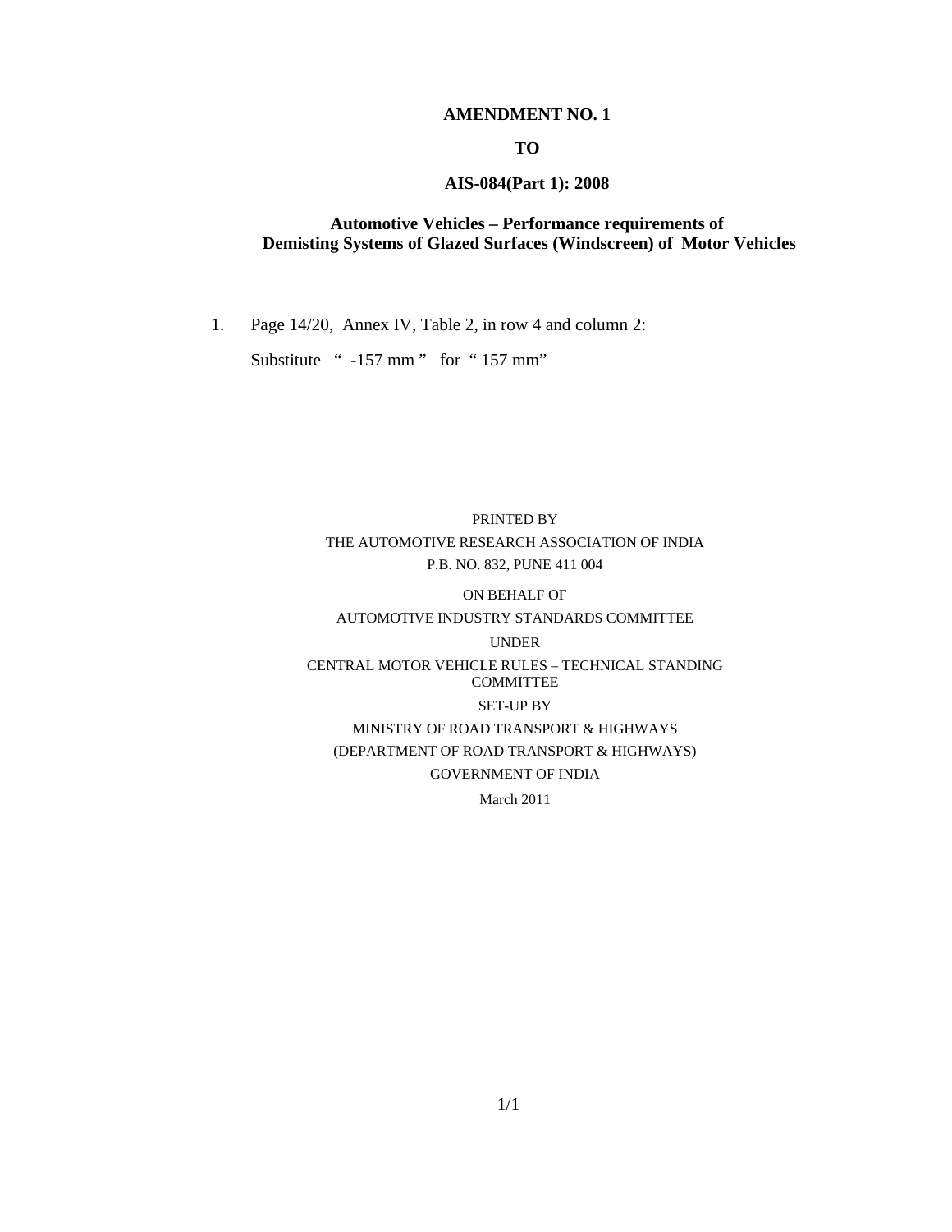**AMENDMENT NO. 1**

**TO**

**AIS-084(Part 1): 2008**

**Automotive Vehicles – Performance requirements of Demisting Systems of Glazed Surfaces (Windscreen) of Motor Vehicles**

1. Page 14/20, Annex IV, Table 2, in row 4 and column 2:

   Substitute " -157 mm " for " 157 mm"

PRINTED BY

THE AUTOMOTIVE RESEARCH ASSOCIATION OF INDIA

P.B. NO. 832, PUNE 411 004

ON BEHALF OF

AUTOMOTIVE INDUSTRY STANDARDS COMMITTEE

UNDER

CENTRAL MOTOR VEHICLE RULES – TECHNICAL STANDING COMMITTEE

SET-UP BY

MINISTRY OF ROAD TRANSPORT & HIGHWAYS

(DEPARTMENT OF ROAD TRANSPORT & HIGHWAYS)

GOVERNMENT OF INDIA

March 2011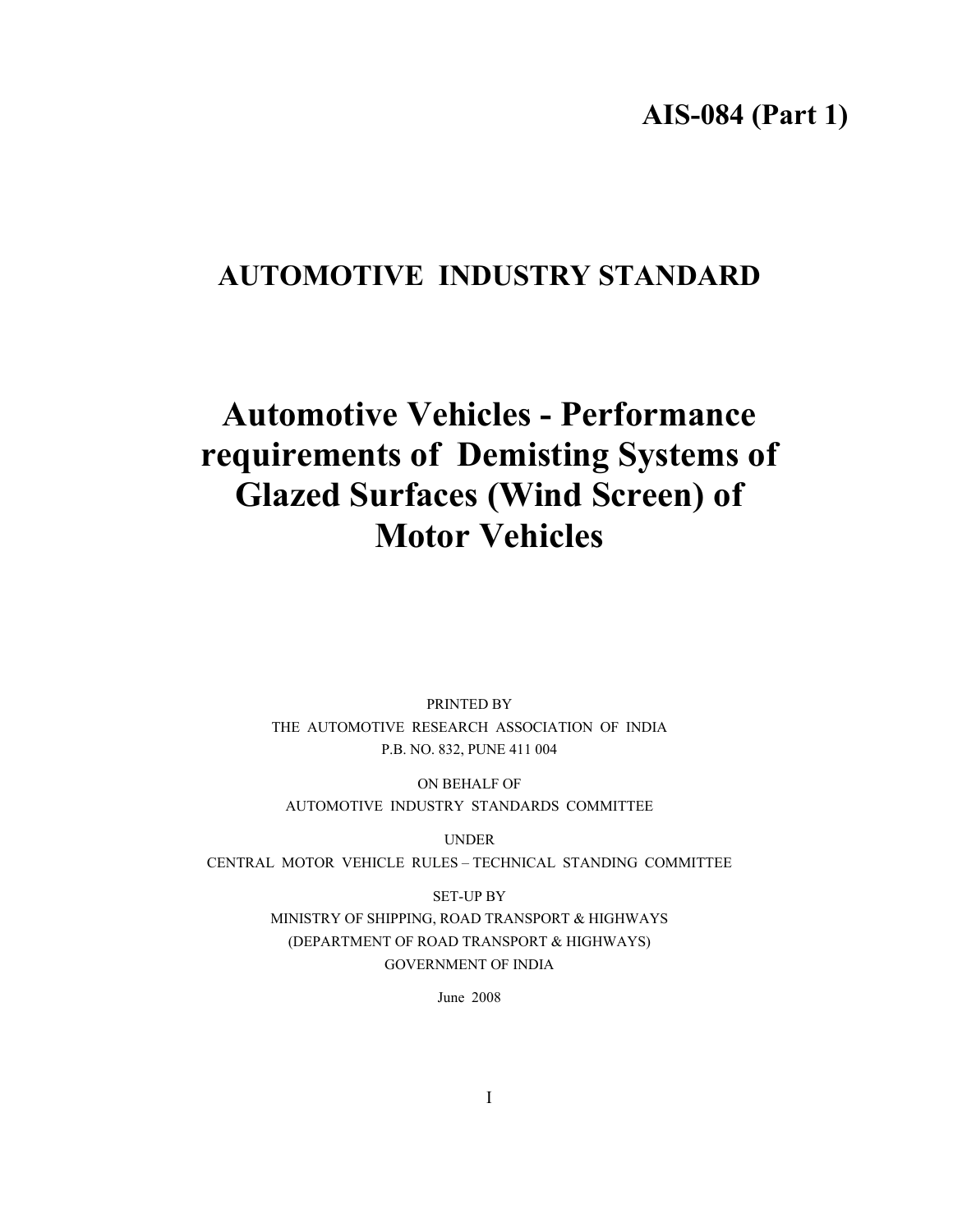**AIS-084 (Part 1)**

# AUTOMOTIVE INDUSTRY STANDARD

# Automotive Vehicles - Performance requirements of Demisting Systems of Glazed Surfaces (Wind Screen) of Motor Vehicles

PRINTED BY
THE AUTOMOTIVE RESEARCH ASSOCIATION OF INDIA
P.B. NO. 832, PUNE 411 004

ON BEHALF OF
AUTOMOTIVE INDUSTRY STANDARDS COMMITTEE

UNDER
CENTRAL MOTOR VEHICLE RULES – TECHNICAL STANDING COMMITTEE

SET-UP BY
MINISTRY OF SHIPPING, ROAD TRANSPORT & HIGHWAYS
(DEPARTMENT OF ROAD TRANSPORT & HIGHWAYS)
GOVERNMENT OF INDIA

June 2008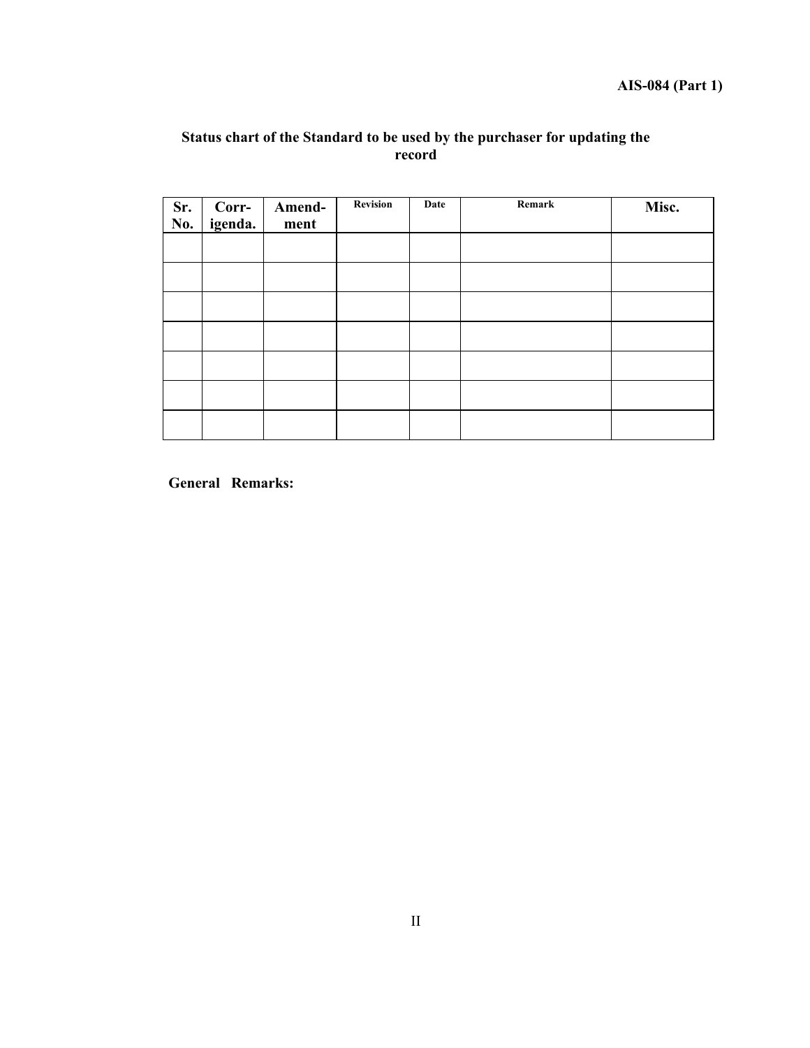**Status chart of the Standard to be used by the purchaser for updating the record**

| Sr. No. | Corr-igenda. | Amend-ment | Revision | Date | Remark | Misc. |
|---|---|---|---|---|---|---|
| | | | | | | |
| | | | | | | |
| | | | | | | |
| | | | | | | |
| | | | | | | |
| | | | | | | |
| | | | | | | |

**General Remarks:**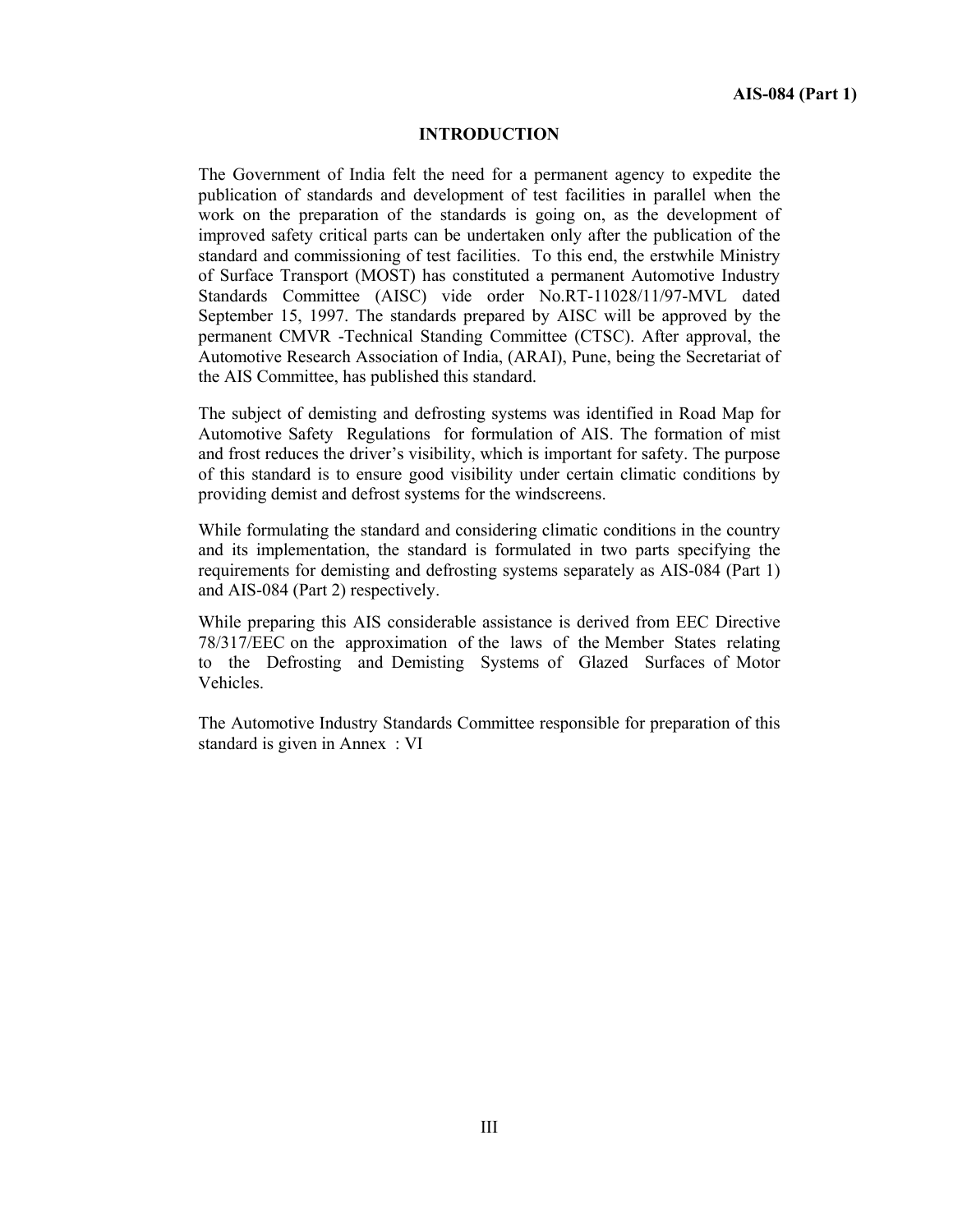# INTRODUCTION

The Government of India felt the need for a permanent agency to expedite the publication of standards and development of test facilities in parallel when the work on the preparation of the standards is going on, as the development of improved safety critical parts can be undertaken only after the publication of the standard and commissioning of test facilities. To this end, the erstwhile Ministry of Surface Transport (MOST) has constituted a permanent Automotive Industry Standards Committee (AISC) vide order No.RT-11028/11/97-MVL dated September 15, 1997. The standards prepared by AISC will be approved by the permanent CMVR -Technical Standing Committee (CTSC). After approval, the Automotive Research Association of India, (ARAI), Pune, being the Secretariat of the AIS Committee, has published this standard.

The subject of demisting and defrosting systems was identified in Road Map for Automotive Safety Regulations for formulation of AIS. The formation of mist and frost reduces the driver's visibility, which is important for safety. The purpose of this standard is to ensure good visibility under certain climatic conditions by providing demist and defrost systems for the windscreens.

While formulating the standard and considering climatic conditions in the country and its implementation, the standard is formulated in two parts specifying the requirements for demisting and defrosting systems separately as AIS-084 (Part 1) and AIS-084 (Part 2) respectively.

While preparing this AIS considerable assistance is derived from EEC Directive 78/317/EEC on the approximation of the laws of the Member States relating to the Defrosting and Demisting Systems of Glazed Surfaces of Motor Vehicles.

The Automotive Industry Standards Committee responsible for preparation of this standard is given in Annex : VI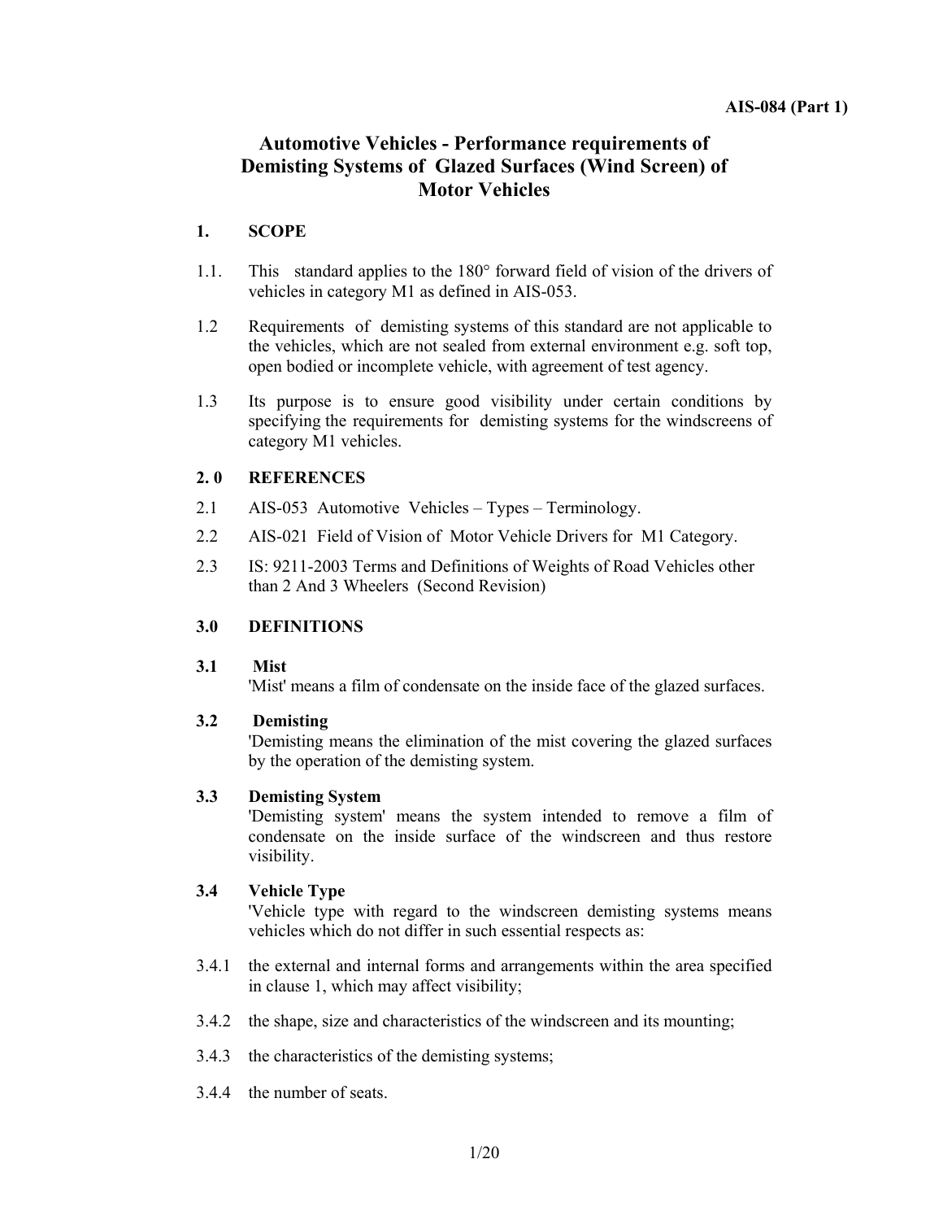# Automotive Vehicles - Performance requirements of Demisting Systems of Glazed Surfaces (Wind Screen) of Motor Vehicles

## 1. SCOPE

1.1. This standard applies to the 180° forward field of vision of the drivers of vehicles in category M1 as defined in AIS-053.

1.2 Requirements of demisting systems of this standard are not applicable to the vehicles, which are not sealed from external environment e.g. soft top, open bodied or incomplete vehicle, with agreement of test agency.

1.3 Its purpose is to ensure good visibility under certain conditions by specifying the requirements for demisting systems for the windscreens of category M1 vehicles.

## 2. 0 REFERENCES

2.1 AIS-053 Automotive Vehicles – Types – Terminology.

2.2 AIS-021 Field of Vision of Motor Vehicle Drivers for M1 Category.

2.3 IS: 9211-2003 Terms and Definitions of Weights of Road Vehicles other than 2 And 3 Wheelers (Second Revision)

## 3.0 DEFINITIONS

### 3.1 Mist

'Mist' means a film of condensate on the inside face of the glazed surfaces.

### 3.2 Demisting

'Demisting means the elimination of the mist covering the glazed surfaces by the operation of the demisting system.

### 3.3 Demisting System

'Demisting system' means the system intended to remove a film of condensate on the inside surface of the windscreen and thus restore visibility.

### 3.4 Vehicle Type

'Vehicle type with regard to the windscreen demisting systems means vehicles which do not differ in such essential respects as:

3.4.1 the external and internal forms and arrangements within the area specified in clause 1, which may affect visibility;

3.4.2 the shape, size and characteristics of the windscreen and its mounting;

3.4.3 the characteristics of the demisting systems;

3.4.4 the number of seats.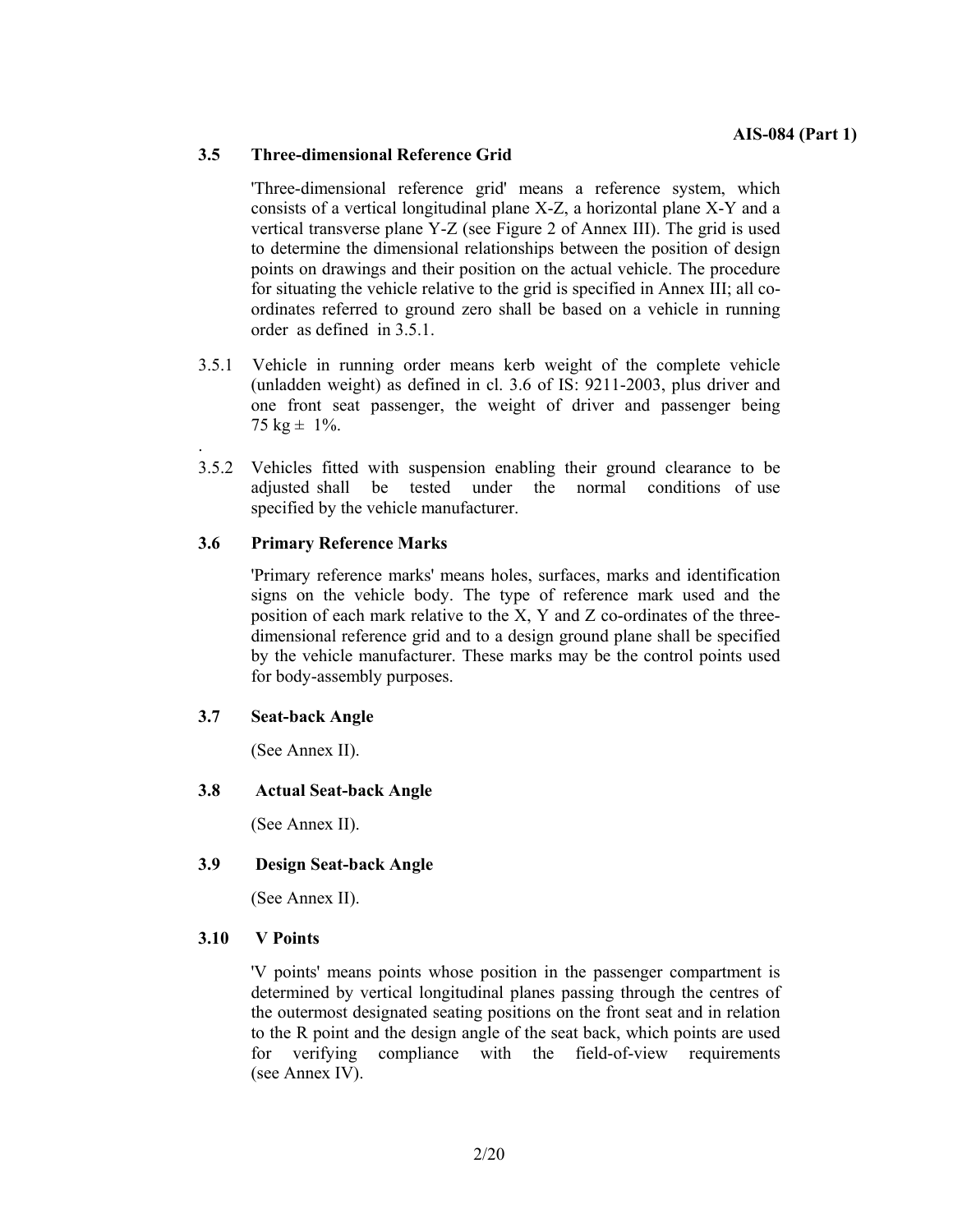### 3.5 Three-dimensional Reference Grid

'Three-dimensional reference grid' means a reference system, which consists of a vertical longitudinal plane X-Z, a horizontal plane X-Y and a vertical transverse plane Y-Z (see Figure 2 of Annex III). The grid is used to determine the dimensional relationships between the position of design points on drawings and their position on the actual vehicle. The procedure for situating the vehicle relative to the grid is specified in Annex III; all co-ordinates referred to ground zero shall be based on a vehicle in running order as defined in 3.5.1.

3.5.1 Vehicle in running order means kerb weight of the complete vehicle (unladden weight) as defined in cl. 3.6 of IS: 9211-2003, plus driver and one front seat passenger, the weight of driver and passenger being 75 kg ± 1%.

.

3.5.2 Vehicles fitted with suspension enabling their ground clearance to be adjusted shall be tested under the normal conditions of use specified by the vehicle manufacturer.

### 3.6 Primary Reference Marks

'Primary reference marks' means holes, surfaces, marks and identification signs on the vehicle body. The type of reference mark used and the position of each mark relative to the X, Y and Z co-ordinates of the three-dimensional reference grid and to a design ground plane shall be specified by the vehicle manufacturer. These marks may be the control points used for body-assembly purposes.

### 3.7 Seat-back Angle

(See Annex II).

### 3.8 Actual Seat-back Angle

(See Annex II).

### 3.9 Design Seat-back Angle

(See Annex II).

### 3.10 V Points

'V points' means points whose position in the passenger compartment is determined by vertical longitudinal planes passing through the centres of the outermost designated seating positions on the front seat and in relation to the R point and the design angle of the seat back, which points are used for verifying compliance with the field-of-view requirements (see Annex IV).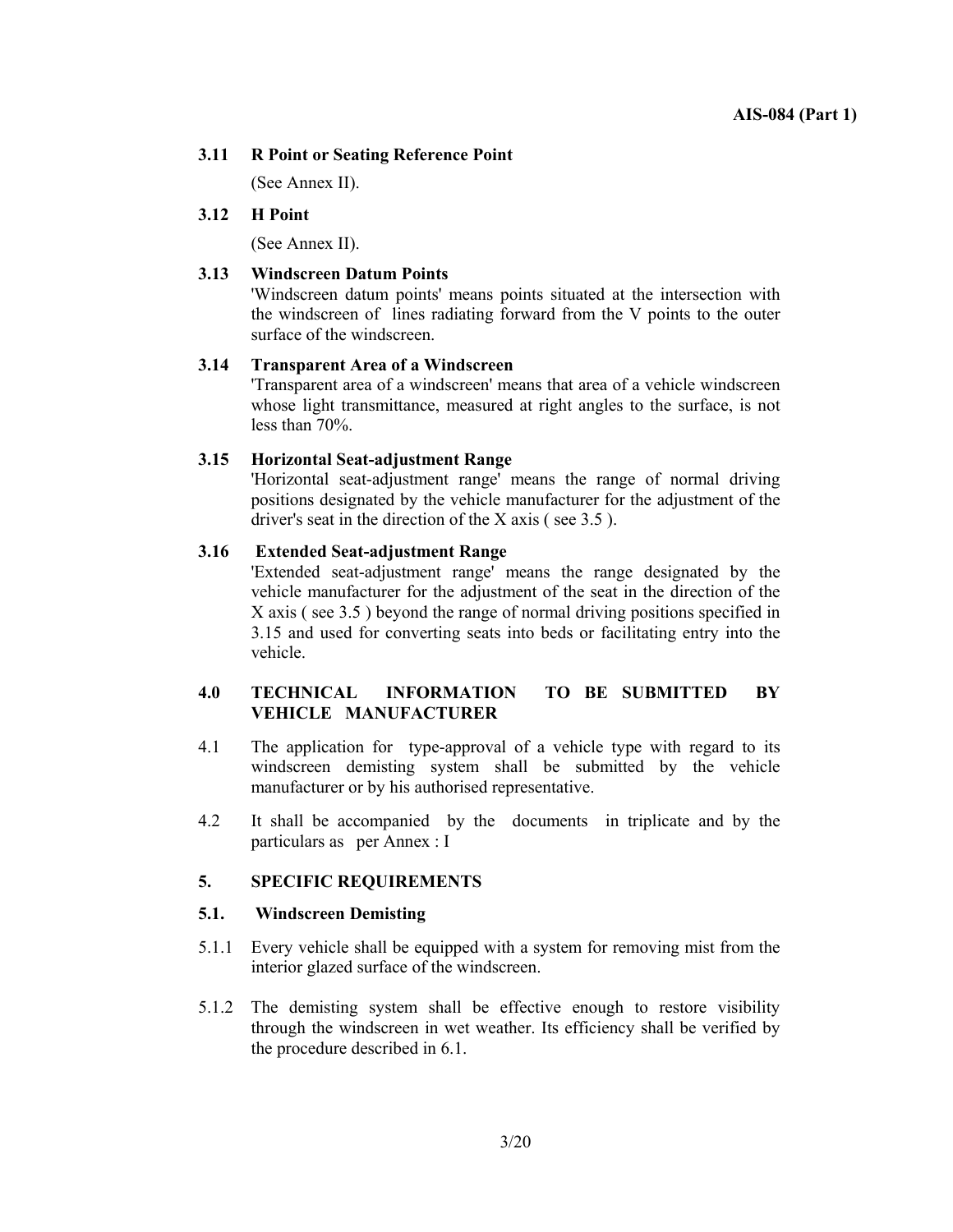**3.11 R Point or Seating Reference Point**

(See Annex II).

**3.12 H Point**

(See Annex II).

**3.13 Windscreen Datum Points**

'Windscreen datum points' means points situated at the intersection with the windscreen of lines radiating forward from the V points to the outer surface of the windscreen.

**3.14 Transparent Area of a Windscreen**

'Transparent area of a windscreen' means that area of a vehicle windscreen whose light transmittance, measured at right angles to the surface, is not less than 70%.

**3.15 Horizontal Seat-adjustment Range**

'Horizontal seat-adjustment range' means the range of normal driving positions designated by the vehicle manufacturer for the adjustment of the driver's seat in the direction of the X axis ( see 3.5 ).

**3.16 Extended Seat-adjustment Range**

'Extended seat-adjustment range' means the range designated by the vehicle manufacturer for the adjustment of the seat in the direction of the X axis ( see 3.5 ) beyond the range of normal driving positions specified in 3.15 and used for converting seats into beds or facilitating entry into the vehicle.

## 4.0 TECHNICAL INFORMATION TO BE SUBMITTED BY VEHICLE MANUFACTURER

4.1 The application for type-approval of a vehicle type with regard to its windscreen demisting system shall be submitted by the vehicle manufacturer or by his authorised representative.

4.2 It shall be accompanied by the documents in triplicate and by the particulars as per Annex : I

## 5. SPECIFIC REQUIREMENTS

### 5.1. Windscreen Demisting

5.1.1 Every vehicle shall be equipped with a system for removing mist from the interior glazed surface of the windscreen.

5.1.2 The demisting system shall be effective enough to restore visibility through the windscreen in wet weather. Its efficiency shall be verified by the procedure described in 6.1.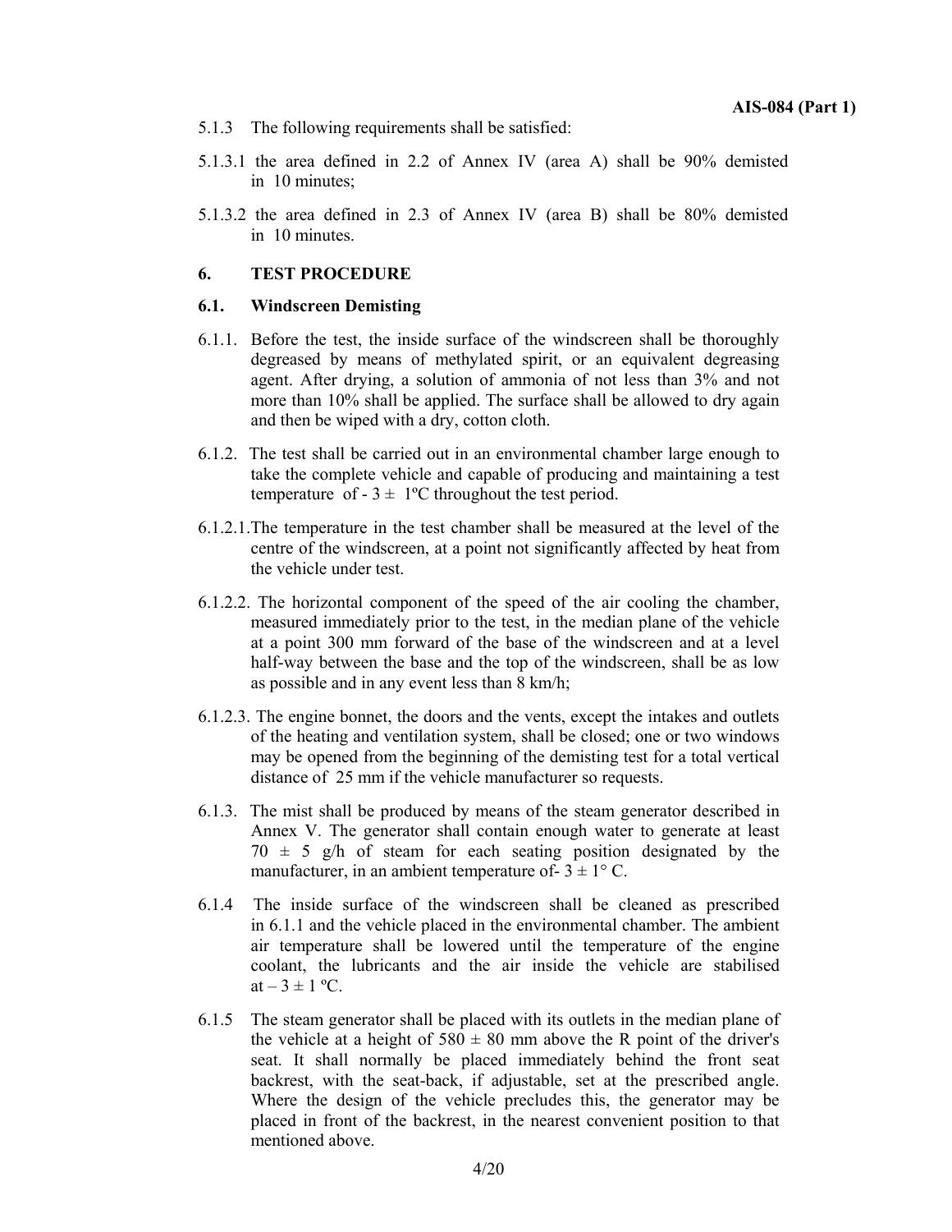5.1.3 The following requirements shall be satisfied:

5.1.3.1 the area defined in 2.2 of Annex IV (area A) shall be 90% demisted in 10 minutes;

5.1.3.2 the area defined in 2.3 of Annex IV (area B) shall be 80% demisted in 10 minutes.

## 6. TEST PROCEDURE

### 6.1. Windscreen Demisting

6.1.1. Before the test, the inside surface of the windscreen shall be thoroughly degreased by means of methylated spirit, or an equivalent degreasing agent. After drying, a solution of ammonia of not less than 3% and not more than 10% shall be applied. The surface shall be allowed to dry again and then be wiped with a dry, cotton cloth.

6.1.2. The test shall be carried out in an environmental chamber large enough to take the complete vehicle and capable of producing and maintaining a test temperature of - 3 ± 1ºC throughout the test period.

6.1.2.1. The temperature in the test chamber shall be measured at the level of the centre of the windscreen, at a point not significantly affected by heat from the vehicle under test.

6.1.2.2. The horizontal component of the speed of the air cooling the chamber, measured immediately prior to the test, in the median plane of the vehicle at a point 300 mm forward of the base of the windscreen and at a level half-way between the base and the top of the windscreen, shall be as low as possible and in any event less than 8 km/h;

6.1.2.3. The engine bonnet, the doors and the vents, except the intakes and outlets of the heating and ventilation system, shall be closed; one or two windows may be opened from the beginning of the demisting test for a total vertical distance of 25 mm if the vehicle manufacturer so requests.

6.1.3. The mist shall be produced by means of the steam generator described in Annex V. The generator shall contain enough water to generate at least 70 ± 5 g/h of steam for each seating position designated by the manufacturer, in an ambient temperature of- 3 ± 1° C.

6.1.4 The inside surface of the windscreen shall be cleaned as prescribed in 6.1.1 and the vehicle placed in the environmental chamber. The ambient air temperature shall be lowered until the temperature of the engine coolant, the lubricants and the air inside the vehicle are stabilised at – 3 ± 1 ºC.

6.1.5 The steam generator shall be placed with its outlets in the median plane of the vehicle at a height of 580 ± 80 mm above the R point of the driver's seat. It shall normally be placed immediately behind the front seat backrest, with the seat-back, if adjustable, set at the prescribed angle. Where the design of the vehicle precludes this, the generator may be placed in front of the backrest, in the nearest convenient position to that mentioned above.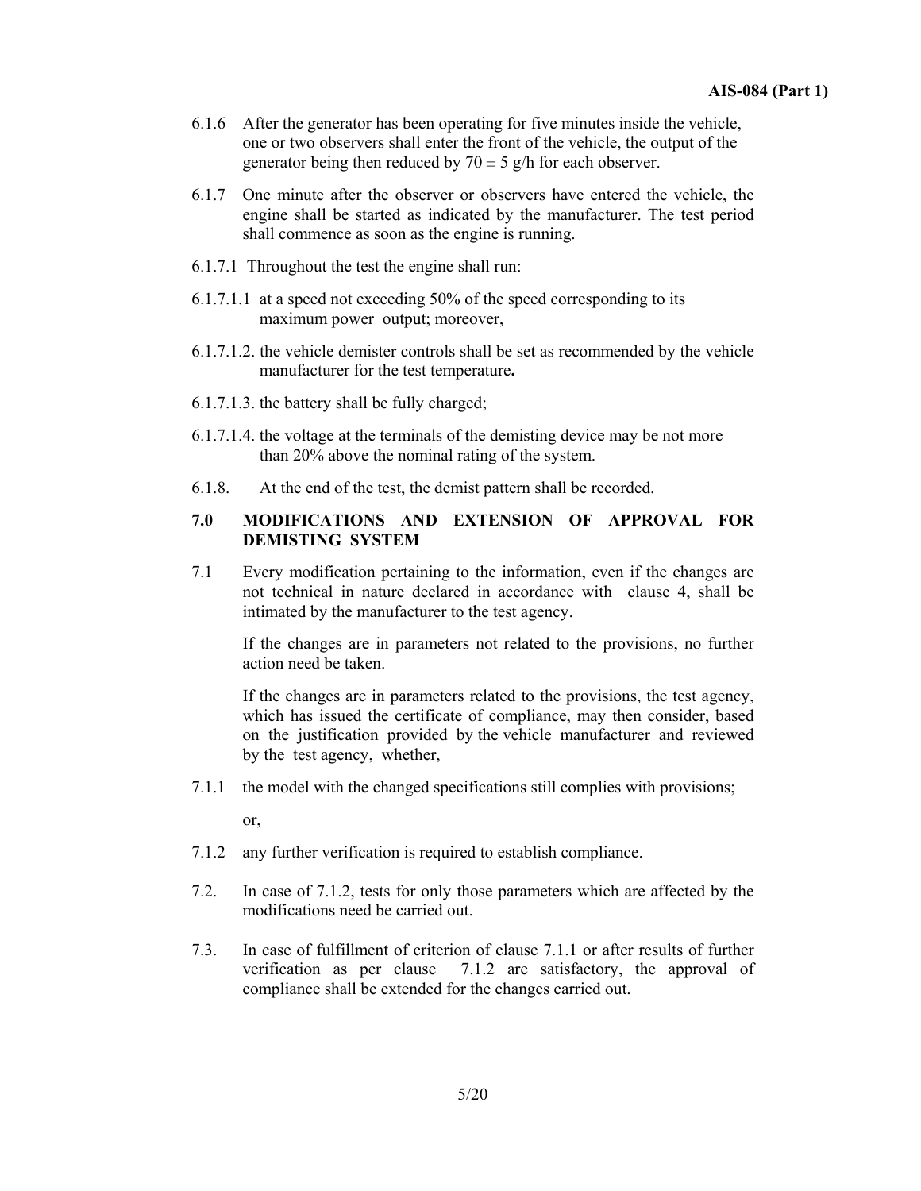6.1.6 After the generator has been operating for five minutes inside the vehicle, one or two observers shall enter the front of the vehicle, the output of the generator being then reduced by $70 \pm 5$ g/h for each observer.

6.1.7 One minute after the observer or observers have entered the vehicle, the engine shall be started as indicated by the manufacturer. The test period shall commence as soon as the engine is running.

6.1.7.1 Throughout the test the engine shall run:

6.1.7.1.1 at a speed not exceeding 50% of the speed corresponding to its maximum power output; moreover,

6.1.7.1.2. the vehicle demister controls shall be set as recommended by the vehicle manufacturer for the test temperature**.**

6.1.7.1.3. the battery shall be fully charged;

6.1.7.1.4. the voltage at the terminals of the demisting device may be not more than 20% above the nominal rating of the system.

6.1.8. At the end of the test, the demist pattern shall be recorded.

## 7.0 MODIFICATIONS AND EXTENSION OF APPROVAL FOR DEMISTING SYSTEM

7.1 Every modification pertaining to the information, even if the changes are not technical in nature declared in accordance with clause 4, shall be intimated by the manufacturer to the test agency.

If the changes are in parameters not related to the provisions, no further action need be taken.

If the changes are in parameters related to the provisions, the test agency, which has issued the certificate of compliance, may then consider, based on the justification provided by the vehicle manufacturer and reviewed by the test agency, whether,

7.1.1 the model with the changed specifications still complies with provisions;

or,

7.1.2 any further verification is required to establish compliance.

7.2. In case of 7.1.2, tests for only those parameters which are affected by the modifications need be carried out.

7.3. In case of fulfillment of criterion of clause 7.1.1 or after results of further verification as per clause 7.1.2 are satisfactory, the approval of compliance shall be extended for the changes carried out.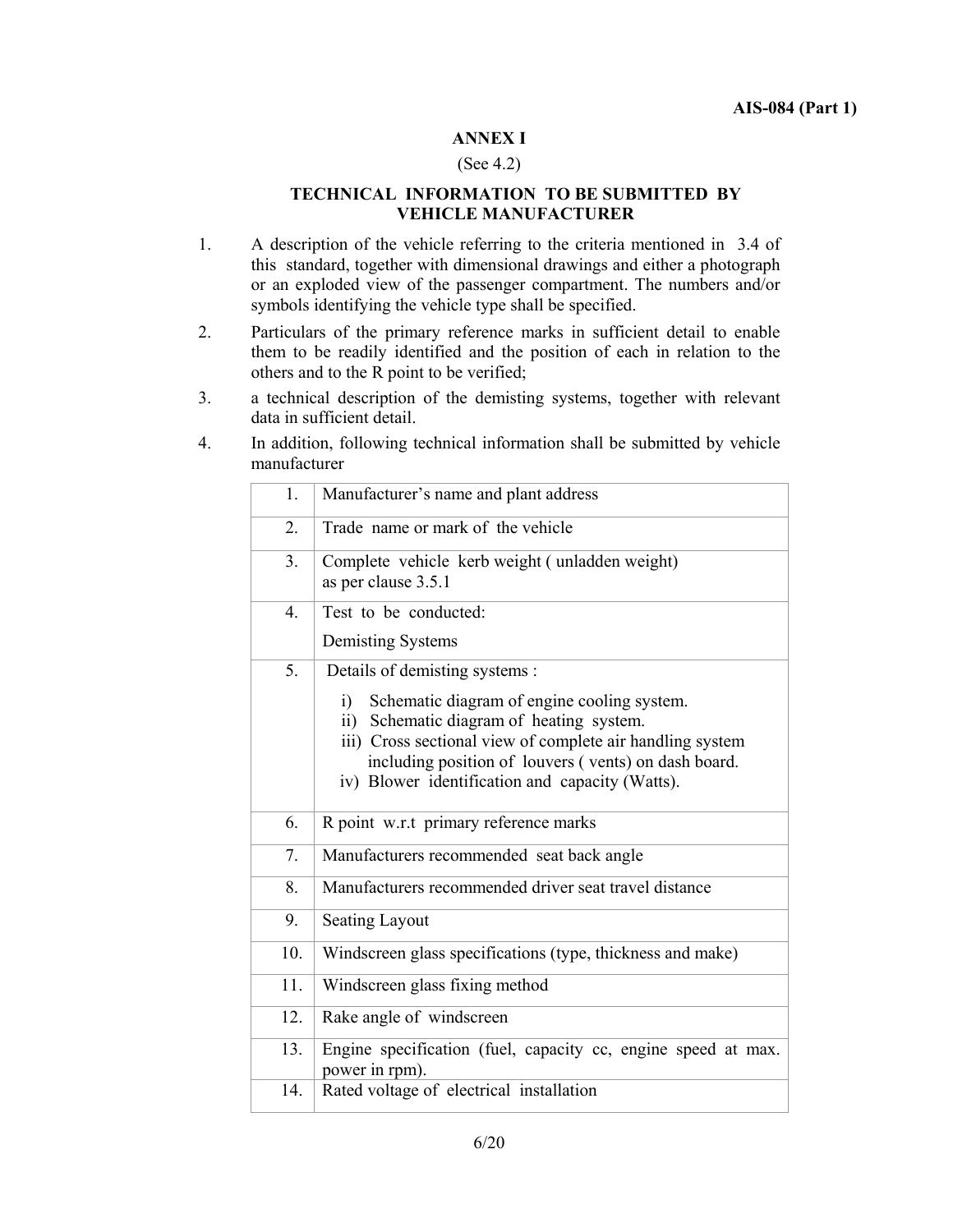## ANNEX I

(See 4.2)

### TECHNICAL INFORMATION TO BE SUBMITTED BY VEHICLE MANUFACTURER

1. A description of the vehicle referring to the criteria mentioned in 3.4 of this standard, together with dimensional drawings and either a photograph or an exploded view of the passenger compartment. The numbers and/or symbols identifying the vehicle type shall be specified.
2. Particulars of the primary reference marks in sufficient detail to enable them to be readily identified and the position of each in relation to the others and to the R point to be verified;
3. a technical description of the demisting systems, together with relevant data in sufficient detail.
4. In addition, following technical information shall be submitted by vehicle manufacturer

| | |
|---|---|
| 1. | Manufacturer's name and plant address |
| 2. | Trade name or mark of the vehicle |
| 3. | Complete vehicle kerb weight ( unladden weight) as per clause 3.5.1 |
| 4. | Test to be conducted:<br>Demisting Systems |
| 5. | Details of demisting systems :<br>i) Schematic diagram of engine cooling system.<br>ii) Schematic diagram of heating system.<br>iii) Cross sectional view of complete air handling system including position of louvers ( vents) on dash board.<br>iv) Blower identification and capacity (Watts). |
| 6. | R point w.r.t primary reference marks |
| 7. | Manufacturers recommended seat back angle |
| 8. | Manufacturers recommended driver seat travel distance |
| 9. | Seating Layout |
| 10. | Windscreen glass specifications (type, thickness and make) |
| 11. | Windscreen glass fixing method |
| 12. | Rake angle of windscreen |
| 13. | Engine specification (fuel, capacity cc, engine speed at max. power in rpm). |
| 14. | Rated voltage of electrical installation |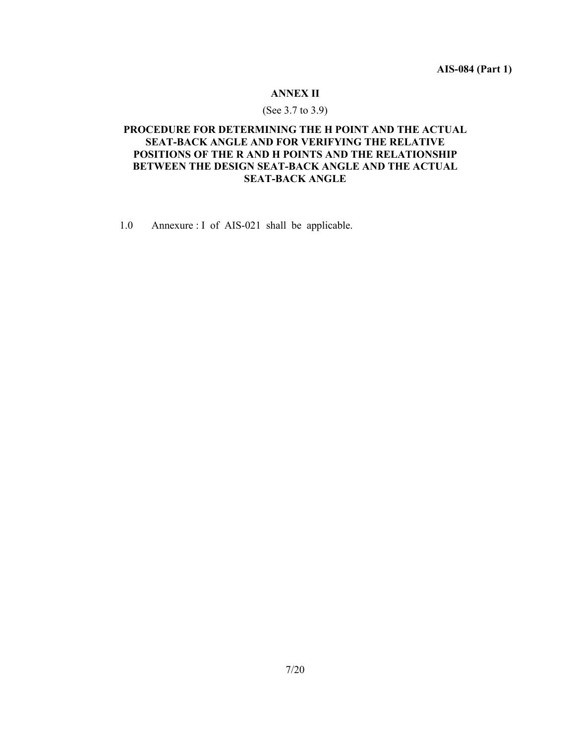## ANNEX II

(See 3.7 to 3.9)

### PROCEDURE FOR DETERMINING THE H POINT AND THE ACTUAL SEAT-BACK ANGLE AND FOR VERIFYING THE RELATIVE POSITIONS OF THE R AND H POINTS AND THE RELATIONSHIP BETWEEN THE DESIGN SEAT-BACK ANGLE AND THE ACTUAL SEAT-BACK ANGLE

1.0 Annexure : I of AIS-021 shall be applicable.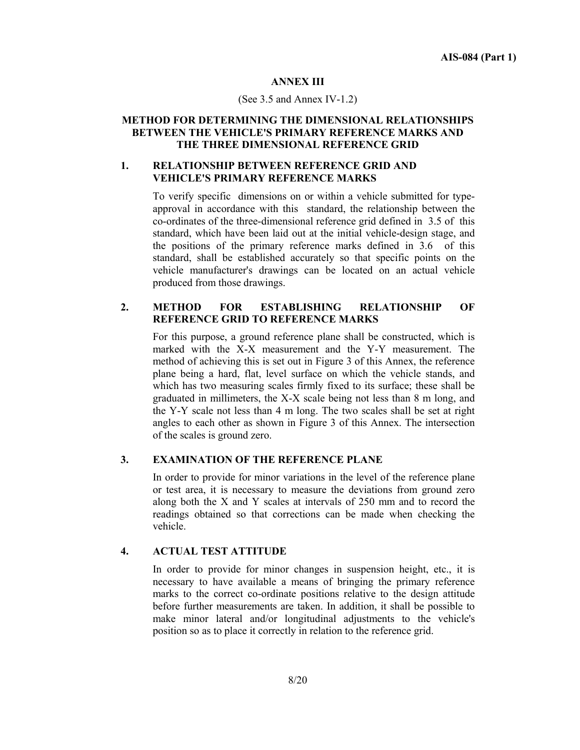## ANNEX III

(See 3.5 and Annex IV-1.2)

### METHOD FOR DETERMINING THE DIMENSIONAL RELATIONSHIPS BETWEEN THE VEHICLE'S PRIMARY REFERENCE MARKS AND THE THREE DIMENSIONAL REFERENCE GRID

### 1. RELATIONSHIP BETWEEN REFERENCE GRID AND VEHICLE'S PRIMARY REFERENCE MARKS

To verify specific dimensions on or within a vehicle submitted for type-approval in accordance with this standard, the relationship between the co-ordinates of the three-dimensional reference grid defined in 3.5 of this standard, which have been laid out at the initial vehicle-design stage, and the positions of the primary reference marks defined in 3.6 of this standard, shall be established accurately so that specific points on the vehicle manufacturer's drawings can be located on an actual vehicle produced from those drawings.

### 2. METHOD FOR ESTABLISHING RELATIONSHIP OF REFERENCE GRID TO REFERENCE MARKS

For this purpose, a ground reference plane shall be constructed, which is marked with the X-X measurement and the Y-Y measurement. The method of achieving this is set out in Figure 3 of this Annex, the reference plane being a hard, flat, level surface on which the vehicle stands, and which has two measuring scales firmly fixed to its surface; these shall be graduated in millimeters, the X-X scale being not less than 8 m long, and the Y-Y scale not less than 4 m long. The two scales shall be set at right angles to each other as shown in Figure 3 of this Annex. The intersection of the scales is ground zero.

### 3. EXAMINATION OF THE REFERENCE PLANE

In order to provide for minor variations in the level of the reference plane or test area, it is necessary to measure the deviations from ground zero along both the X and Y scales at intervals of 250 mm and to record the readings obtained so that corrections can be made when checking the vehicle.

### 4. ACTUAL TEST ATTITUDE

In order to provide for minor changes in suspension height, etc., it is necessary to have available a means of bringing the primary reference marks to the correct co-ordinate positions relative to the design attitude before further measurements are taken. In addition, it shall be possible to make minor lateral and/or longitudinal adjustments to the vehicle's position so as to place it correctly in relation to the reference grid.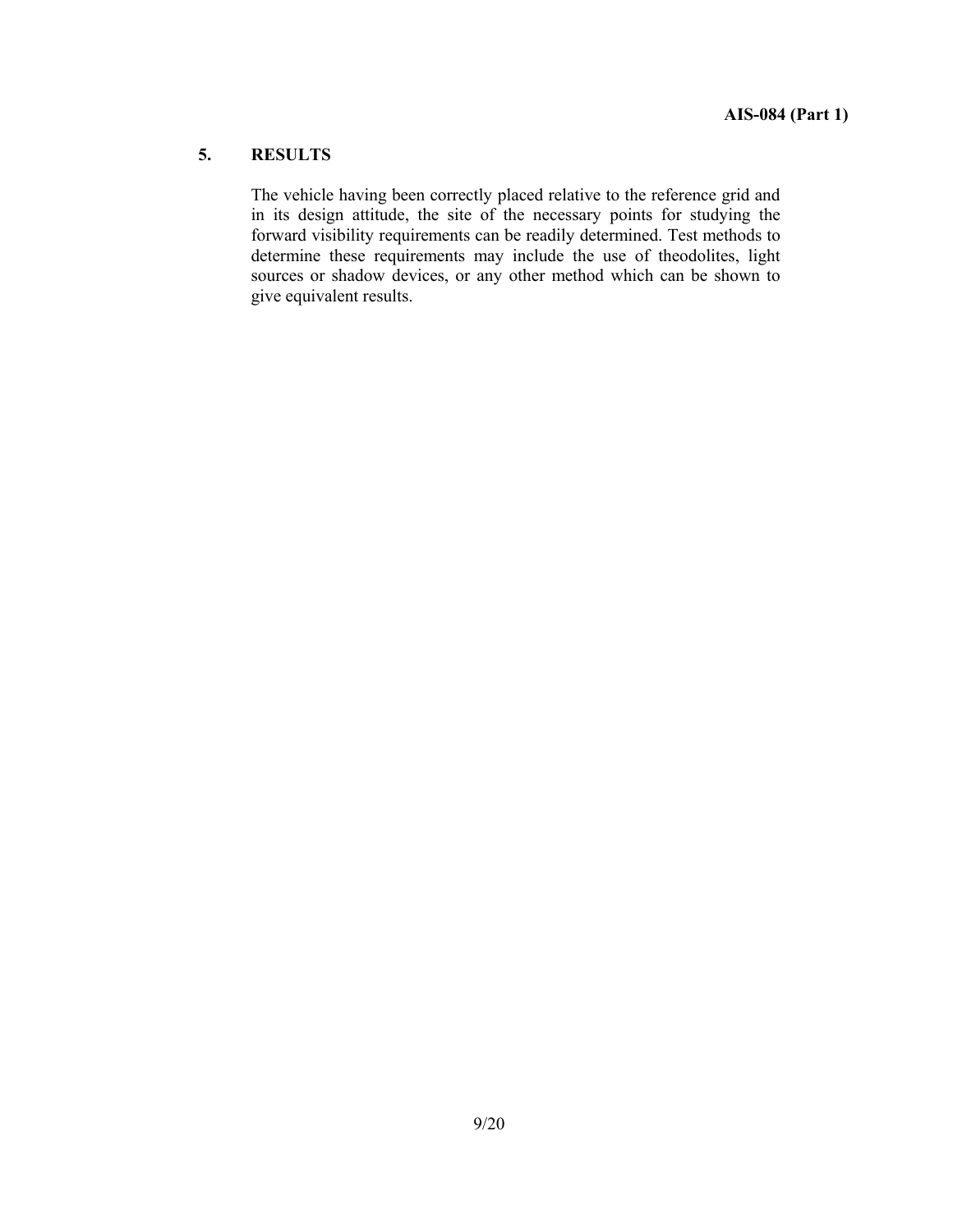## 5. RESULTS

The vehicle having been correctly placed relative to the reference grid and in its design attitude, the site of the necessary points for studying the forward visibility requirements can be readily determined. Test methods to determine these requirements may include the use of theodolites, light sources or shadow devices, or any other method which can be shown to give equivalent results.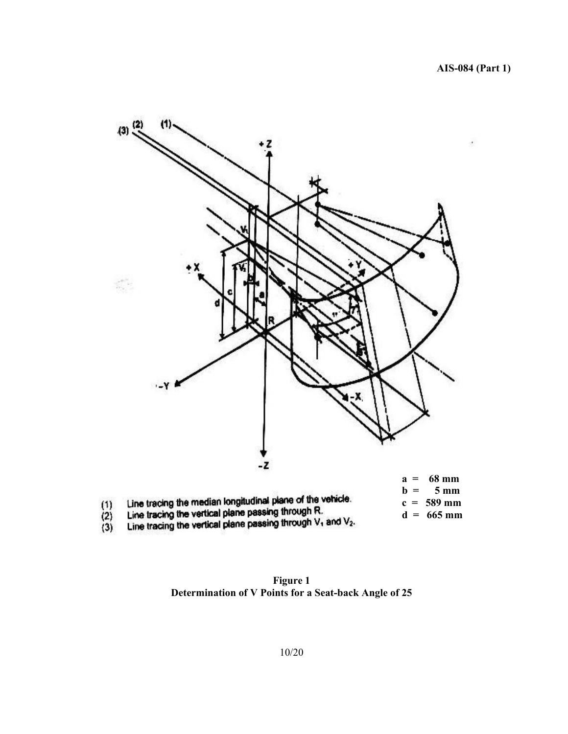a = 68 mm
b = 5 mm
c = 589 mm
d = 665 mm

(1) Line tracing the median longitudinal plane of the vehicle.
(2) Line tracing the vertical plane passing through R.
(3) Line tracing the vertical plane passing through $V_1$ and $V_2$.

**Figure 1**
**Determination of V Points for a Seat-back Angle of 25**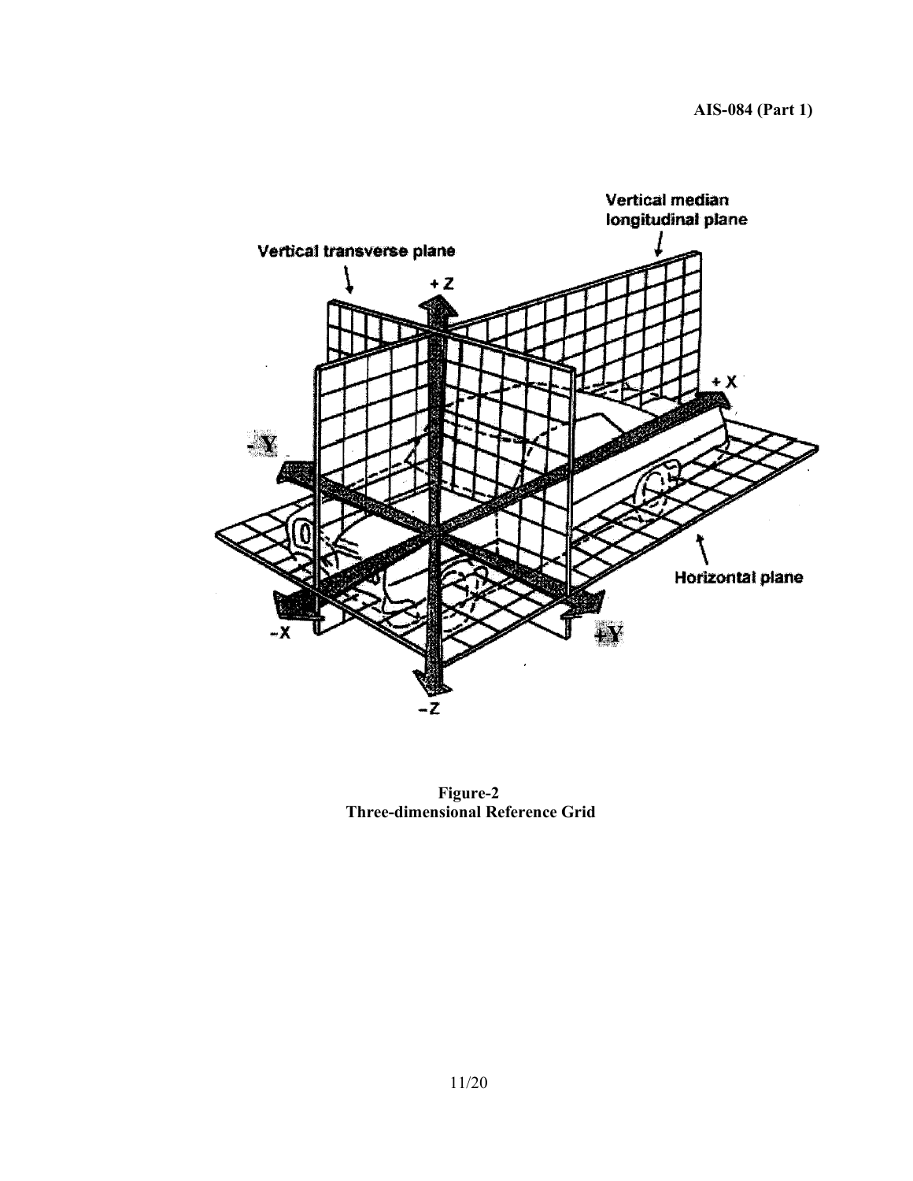Figure-2
Three-dimensional Reference Grid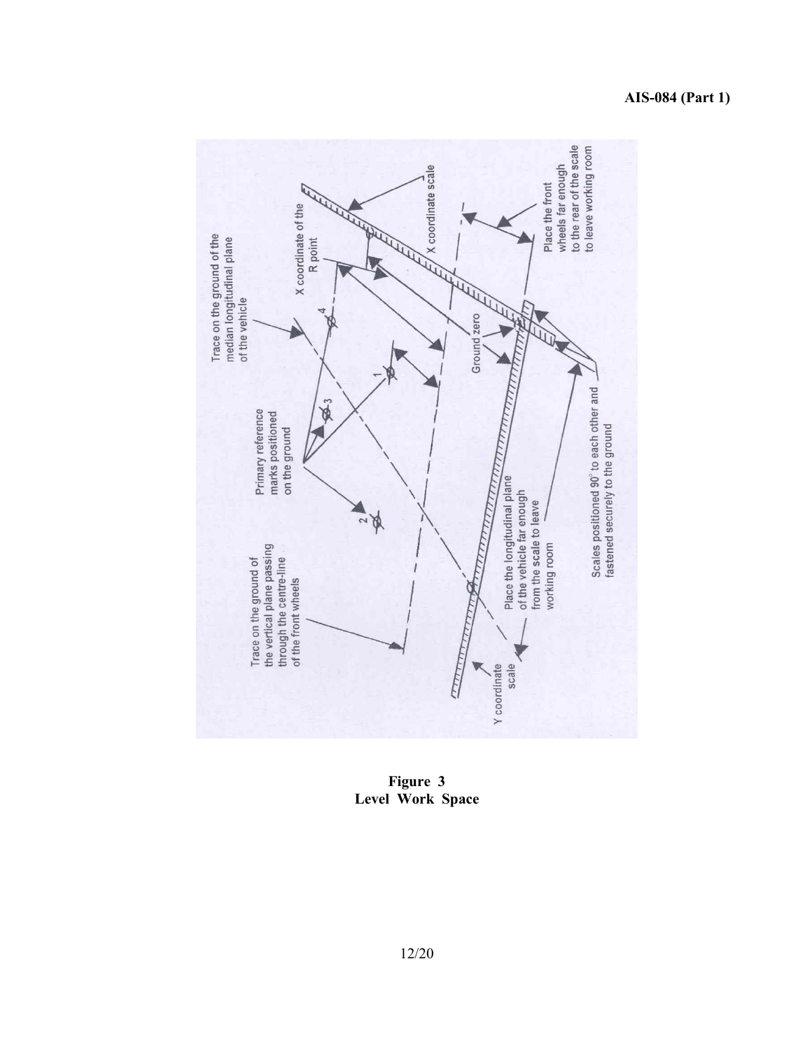**Figure 3**
**Level Work Space**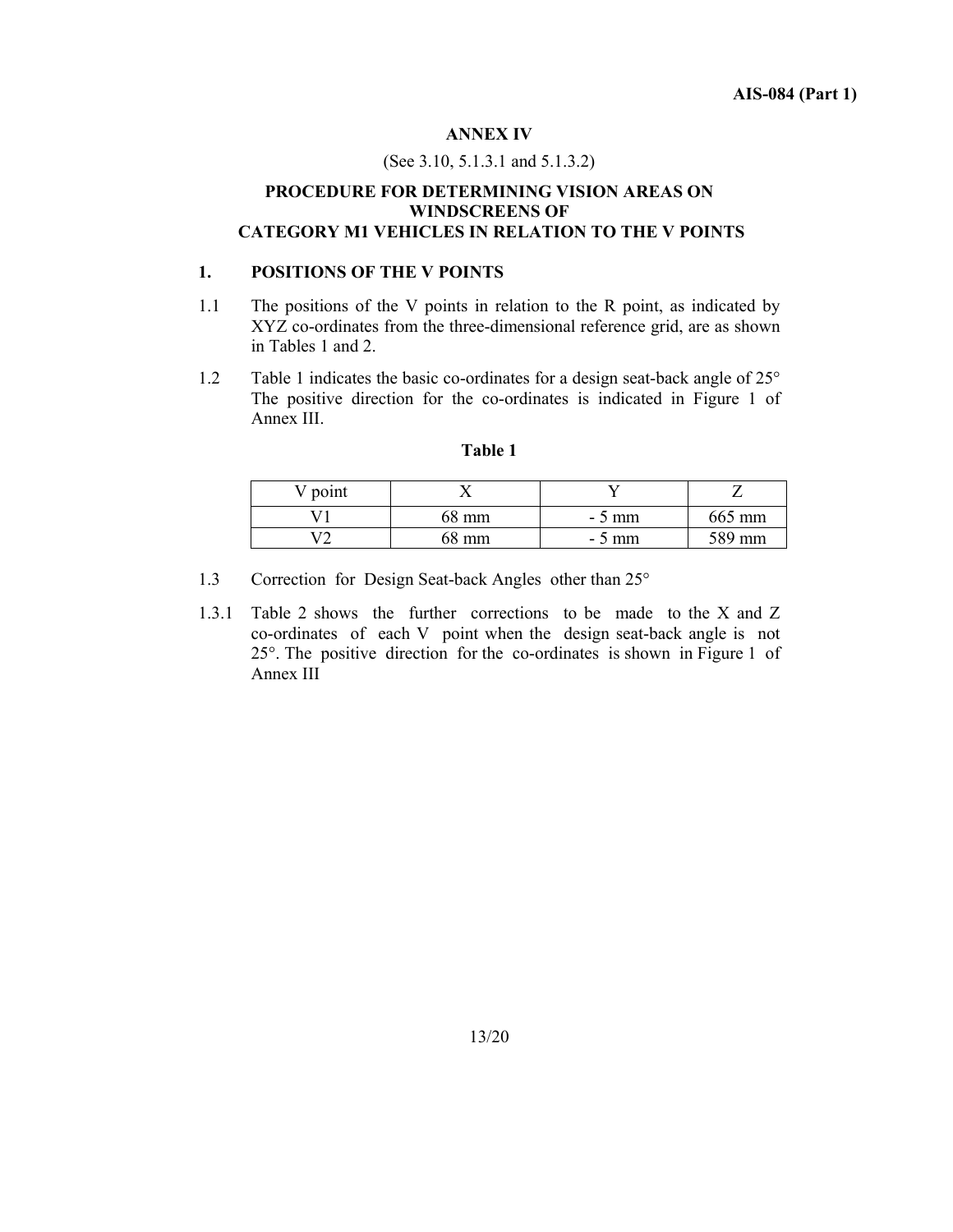## ANNEX IV

(See 3.10, 5.1.3.1 and 5.1.3.2)

### PROCEDURE FOR DETERMINING VISION AREAS ON WINDSCREENS OF CATEGORY M1 VEHICLES IN RELATION TO THE V POINTS

**1. POSITIONS OF THE V POINTS**

1.1 The positions of the V points in relation to the R point, as indicated by XYZ co-ordinates from the three-dimensional reference grid, are as shown in Tables 1 and 2.

1.2 Table 1 indicates the basic co-ordinates for a design seat-back angle of 25° The positive direction for the co-ordinates is indicated in Figure 1 of Annex III.

**Table 1**

| V point | X | Y | Z |
|---|---|---|---|
| V1 | 68 mm | - 5 mm | 665 mm |
| V2 | 68 mm | - 5 mm | 589 mm |

1.3 Correction for Design Seat-back Angles other than 25°

1.3.1 Table 2 shows the further corrections to be made to the X and Z co-ordinates of each V point when the design seat-back angle is not 25°. The positive direction for the co-ordinates is shown in Figure 1 of Annex III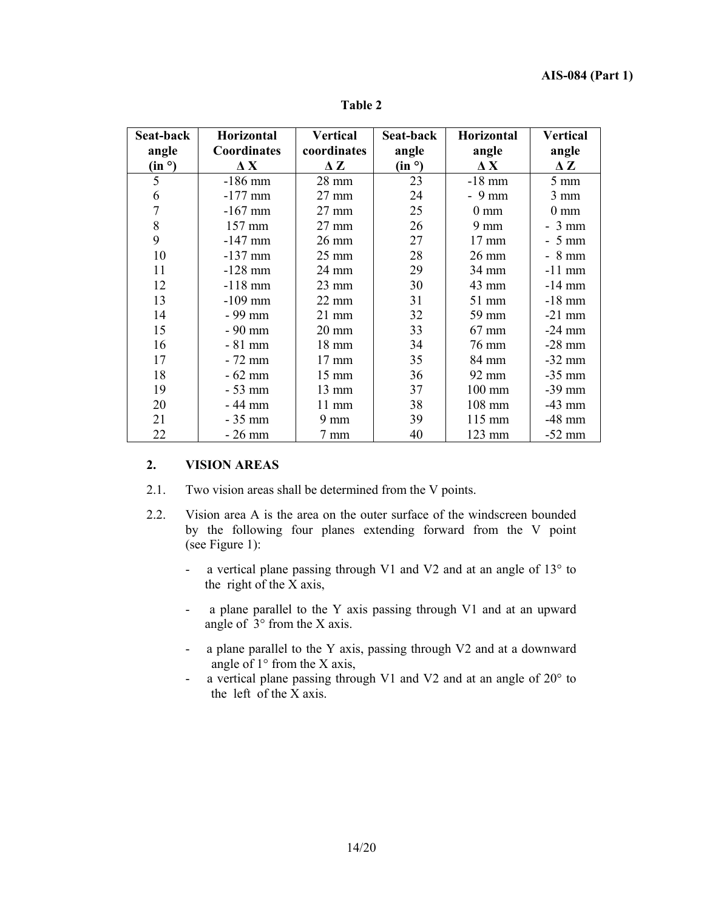**Table 2**

| Seat-back angle (in °) | Horizontal Coordinates Δ X | Vertical coordinates Δ Z | Seat-back angle (in °) | Horizontal angle Δ X | Vertical angle Δ Z |
|---|---|---|---|---|---|
| 5 | -186 mm | 28 mm | 23 | -18 mm | 5 mm |
| 6 | -177 mm | 27 mm | 24 | - 9 mm | 3 mm |
| 7 | -167 mm | 27 mm | 25 | 0 mm | 0 mm |
| 8 | 157 mm | 27 mm | 26 | 9 mm | - 3 mm |
| 9 | -147 mm | 26 mm | 27 | 17 mm | - 5 mm |
| 10 | -137 mm | 25 mm | 28 | 26 mm | - 8 mm |
| 11 | -128 mm | 24 mm | 29 | 34 mm | -11 mm |
| 12 | -118 mm | 23 mm | 30 | 43 mm | -14 mm |
| 13 | -109 mm | 22 mm | 31 | 51 mm | -18 mm |
| 14 | - 99 mm | 21 mm | 32 | 59 mm | -21 mm |
| 15 | - 90 mm | 20 mm | 33 | 67 mm | -24 mm |
| 16 | - 81 mm | 18 mm | 34 | 76 mm | -28 mm |
| 17 | - 72 mm | 17 mm | 35 | 84 mm | -32 mm |
| 18 | - 62 mm | 15 mm | 36 | 92 mm | -35 mm |
| 19 | - 53 mm | 13 mm | 37 | 100 mm | -39 mm |
| 20 | - 44 mm | 11 mm | 38 | 108 mm | -43 mm |
| 21 | - 35 mm | 9 mm | 39 | 115 mm | -48 mm |
| 22 | - 26 mm | 7 mm | 40 | 123 mm | -52 mm |

## 2. VISION AREAS

2.1. Two vision areas shall be determined from the V points.

2.2. Vision area A is the area on the outer surface of the windscreen bounded by the following four planes extending forward from the V point (see Figure 1):

- a vertical plane passing through V1 and V2 and at an angle of 13° to the right of the X axis,
- a plane parallel to the Y axis passing through V1 and at an upward angle of 3° from the X axis.
- a plane parallel to the Y axis, passing through V2 and at a downward angle of 1° from the X axis,
- a vertical plane passing through V1 and V2 and at an angle of 20° to the left of the X axis.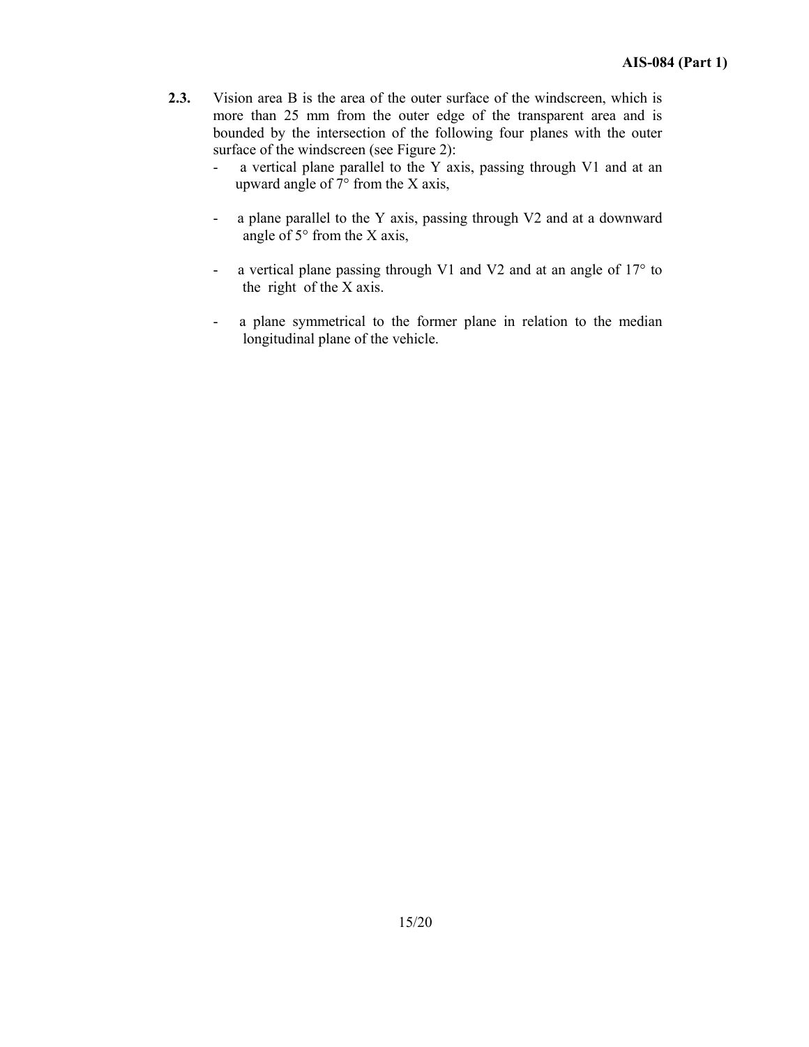**2.3.** Vision area B is the area of the outer surface of the windscreen, which is more than 25 mm from the outer edge of the transparent area and is bounded by the intersection of the following four planes with the outer surface of the windscreen (see Figure 2):

- a vertical plane parallel to the Y axis, passing through V1 and at an upward angle of 7° from the X axis,

- a plane parallel to the Y axis, passing through V2 and at a downward angle of 5° from the X axis,

- a vertical plane passing through V1 and V2 and at an angle of 17° to the right of the X axis.

- a plane symmetrical to the former plane in relation to the median longitudinal plane of the vehicle.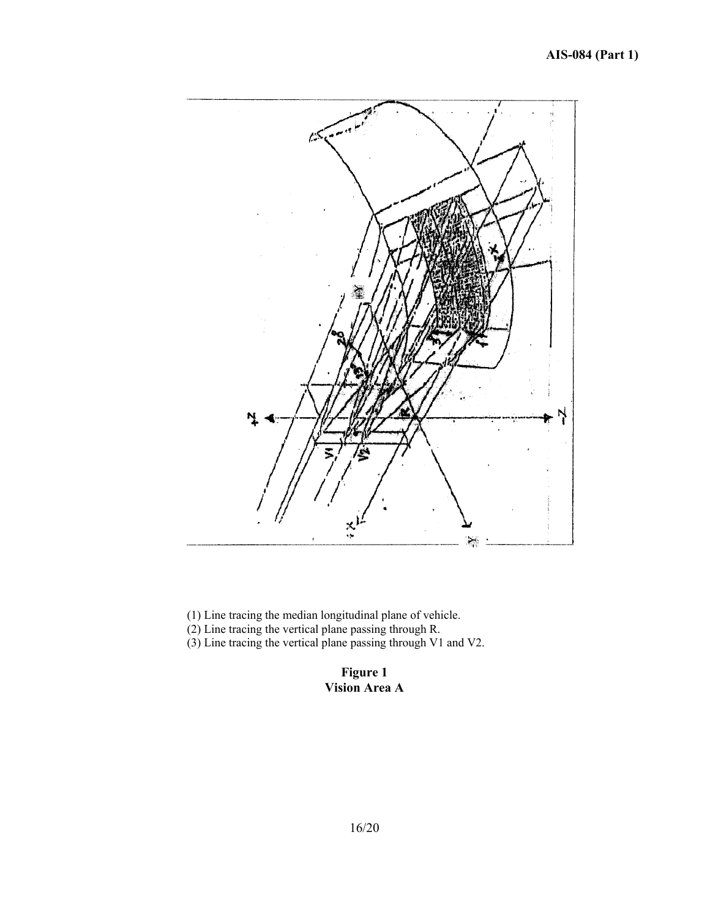(1) Line tracing the median longitudinal plane of vehicle.

(2) Line tracing the vertical plane passing through R.

(3) Line tracing the vertical plane passing through V1 and V2.

**Figure 1**
**Vision Area A**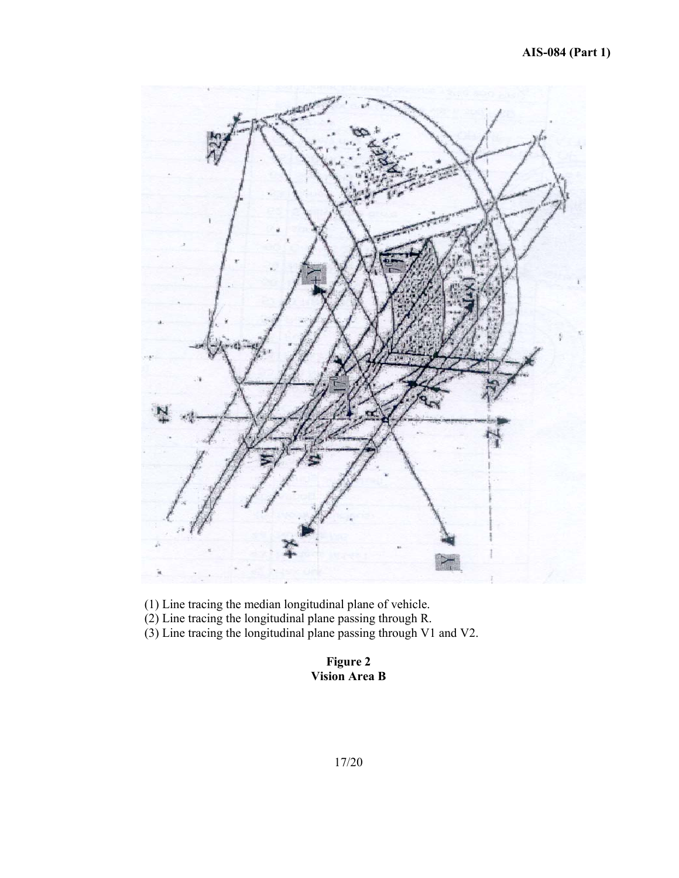(1) Line tracing the median longitudinal plane of vehicle.
(2) Line tracing the longitudinal plane passing through R.
(3) Line tracing the longitudinal plane passing through V1 and V2.

**Figure 2**
**Vision Area B**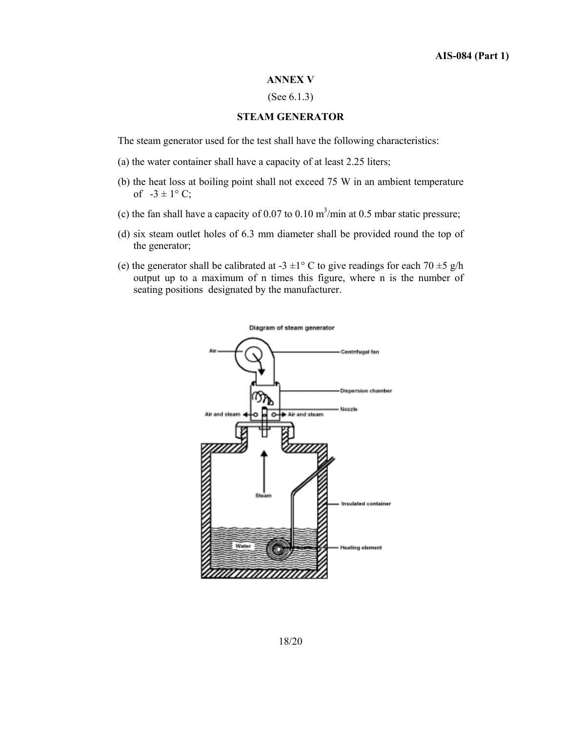## ANNEX V

(See 6.1.3)

### STEAM GENERATOR

The steam generator used for the test shall have the following characteristics:

(a) the water container shall have a capacity of at least 2.25 liters;

(b) the heat loss at boiling point shall not exceed 75 W in an ambient temperature of -3 ± 1° C;

(c) the fan shall have a capacity of 0.07 to 0.10 $m^3$/min at 0.5 mbar static pressure;

(d) six steam outlet holes of 6.3 mm diameter shall be provided round the top of the generator;

(e) the generator shall be calibrated at -3 ±1° C to give readings for each 70 ±5 g/h output up to a maximum of n times this figure, where n is the number of seating positions designated by the manufacturer.

Diagram of steam generator

Air — Centrifugal fan

Dispersion chamber

Nozzle

Air and steam — Air and steam

Steam

Insulated container

Water

Heating element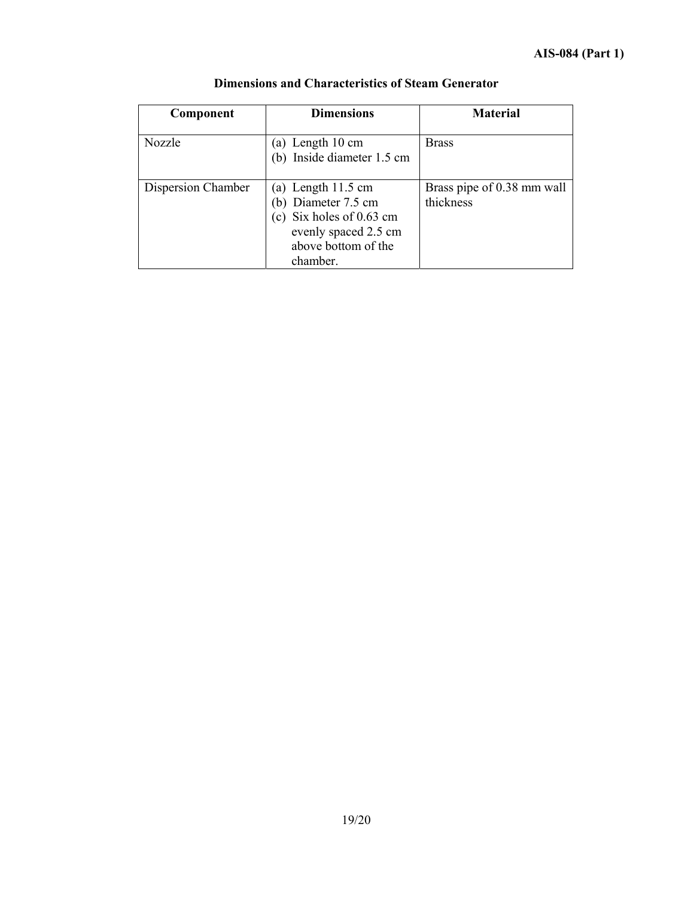**Dimensions and Characteristics of Steam Generator**

| Component | Dimensions | Material |
|---|---|---|
| Nozzle | (a) Length 10 cm<br>(b) Inside diameter 1.5 cm | Brass |
| Dispersion Chamber | (a) Length 11.5 cm<br>(b) Diameter 7.5 cm<br>(c) Six holes of 0.63 cm evenly spaced 2.5 cm above bottom of the chamber. | Brass pipe of 0.38 mm wall thickness |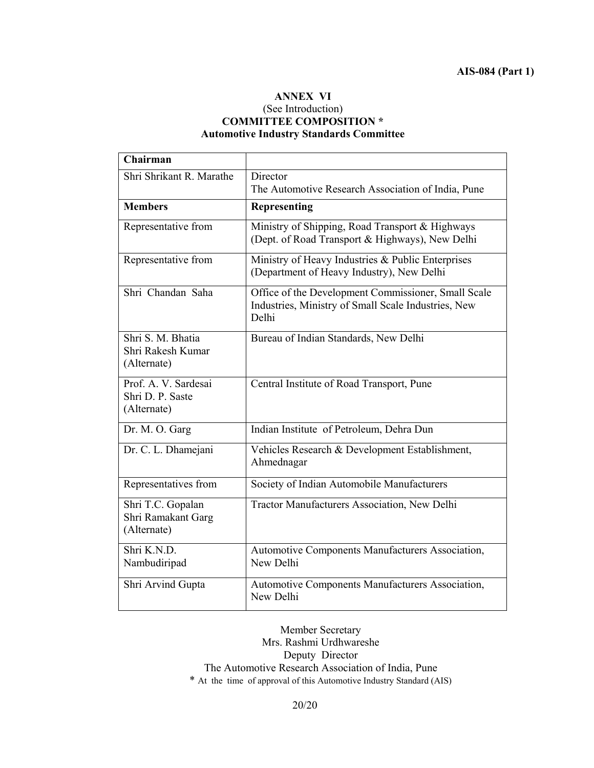## ANNEX VI

(See Introduction)

### COMMITTEE COMPOSITION *

### Automotive Industry Standards Committee

| **Chairman** | |
|---|---|
| Shri Shrikant R. Marathe | Director<br>The Automotive Research Association of India, Pune |
| **Members** | **Representing** |
| Representative from | Ministry of Shipping, Road Transport & Highways (Dept. of Road Transport & Highways), New Delhi |
| Representative from | Ministry of Heavy Industries & Public Enterprises (Department of Heavy Industry), New Delhi |
| Shri Chandan Saha | Office of the Development Commissioner, Small Scale Industries, Ministry of Small Scale Industries, New Delhi |
| Shri S. M. Bhatia<br>Shri Rakesh Kumar (Alternate) | Bureau of Indian Standards, New Delhi |
| Prof. A. V. Sardesai<br>Shri D. P. Saste (Alternate) | Central Institute of Road Transport, Pune |
| Dr. M. O. Garg | Indian Institute of Petroleum, Dehra Dun |
| Dr. C. L. Dhamejani | Vehicles Research & Development Establishment, Ahmednagar |
| Representatives from | Society of Indian Automobile Manufacturers |
| Shri T.C. Gopalan<br>Shri Ramakant Garg (Alternate) | Tractor Manufacturers Association, New Delhi |
| Shri K.N.D. Nambudiripad | Automotive Components Manufacturers Association, New Delhi |
| Shri Arvind Gupta | Automotive Components Manufacturers Association, New Delhi |

Member Secretary
Mrs. Rashmi Urdhwareshe
Deputy Director
The Automotive Research Association of India, Pune

\* At the time of approval of this Automotive Industry Standard (AIS)